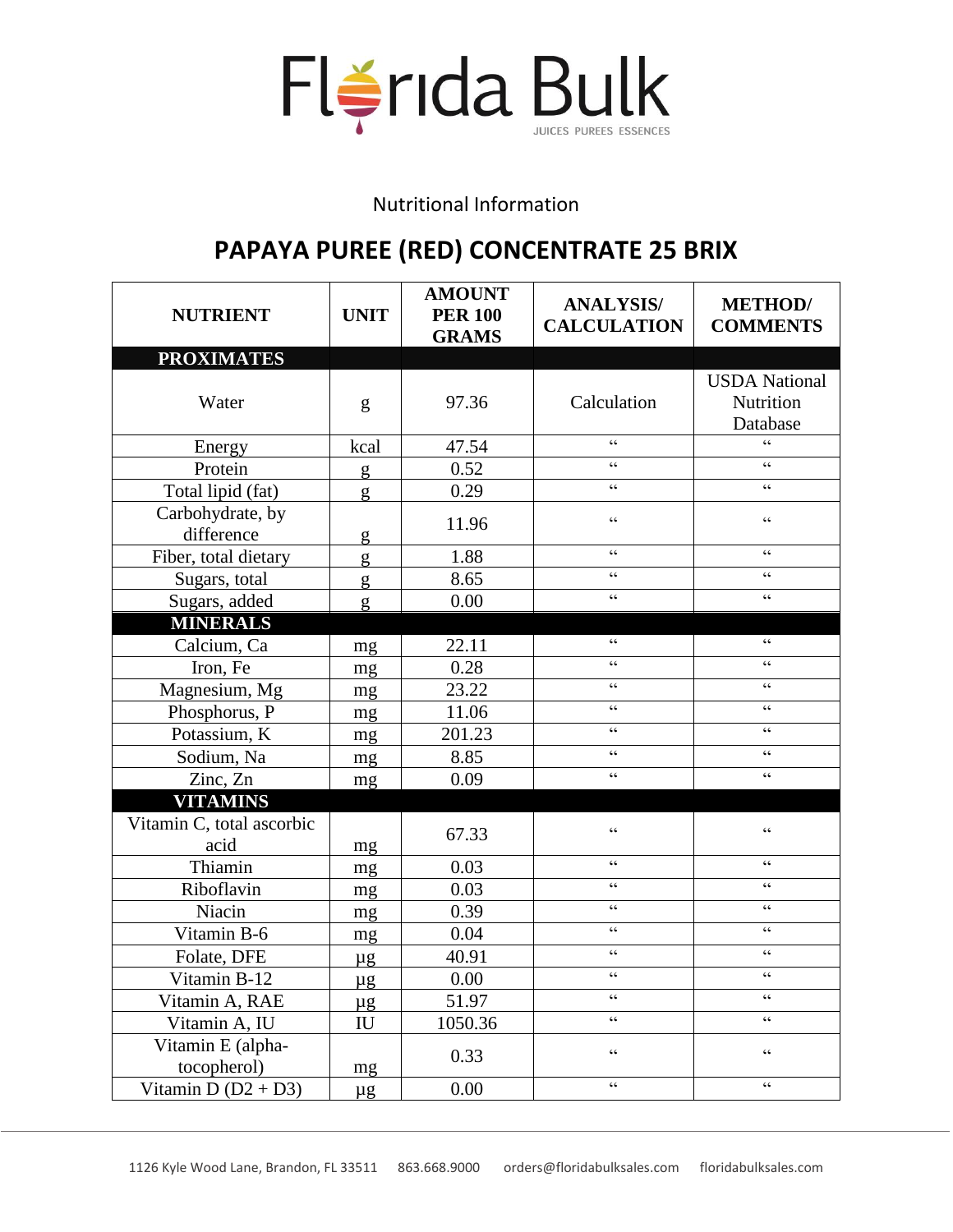# Florida Bulk

JUICES PUREES ESSENCES

Nutritional Information

## PAPAYA PUREE (RED) CONCENTRATE 25 BRIX

| NUTRIENT | UNIT | AMOUNT PER 100 GRAMS | ANALYSIS/ CALCULATION | METHOD/ COMMENTS |
|---|---|---|---|---|
| **PROXIMATES** | | | | |
| Water | g | 97.36 | Calculation | USDA National Nutrition Database |
| Energy | kcal | 47.54 | " | " |
| Protein | g | 0.52 | " | " |
| Total lipid (fat) | g | 0.29 | " | " |
| Carbohydrate, by difference | g | 11.96 | " | " |
| Fiber, total dietary | g | 1.88 | " | " |
| Sugars, total | g | 8.65 | " | " |
| Sugars, added | g | 0.00 | " | " |
| **MINERALS** | | | | |
| Calcium, Ca | mg | 22.11 | " | " |
| Iron, Fe | mg | 0.28 | " | " |
| Magnesium, Mg | mg | 23.22 | " | " |
| Phosphorus, P | mg | 11.06 | " | " |
| Potassium, K | mg | 201.23 | " | " |
| Sodium, Na | mg | 8.85 | " | " |
| Zinc, Zn | mg | 0.09 | " | " |
| **VITAMINS** | | | | |
| Vitamin C, total ascorbic acid | mg | 67.33 | " | " |
| Thiamin | mg | 0.03 | " | " |
| Riboflavin | mg | 0.03 | " | " |
| Niacin | mg | 0.39 | " | " |
| Vitamin B-6 | mg | 0.04 | " | " |
| Folate, DFE | µg | 40.91 | " | " |
| Vitamin B-12 | µg | 0.00 | " | " |
| Vitamin A, RAE | µg | 51.97 | " | " |
| Vitamin A, IU | IU | 1050.36 | " | " |
| Vitamin E (alpha-tocopherol) | mg | 0.33 | " | " |
| Vitamin D (D2 + D3) | µg | 0.00 | " | " |

1126 Kyle Wood Lane, Brandon, FL 33511 863.668.9000 orders@floridabulksales.com floridabulksales.com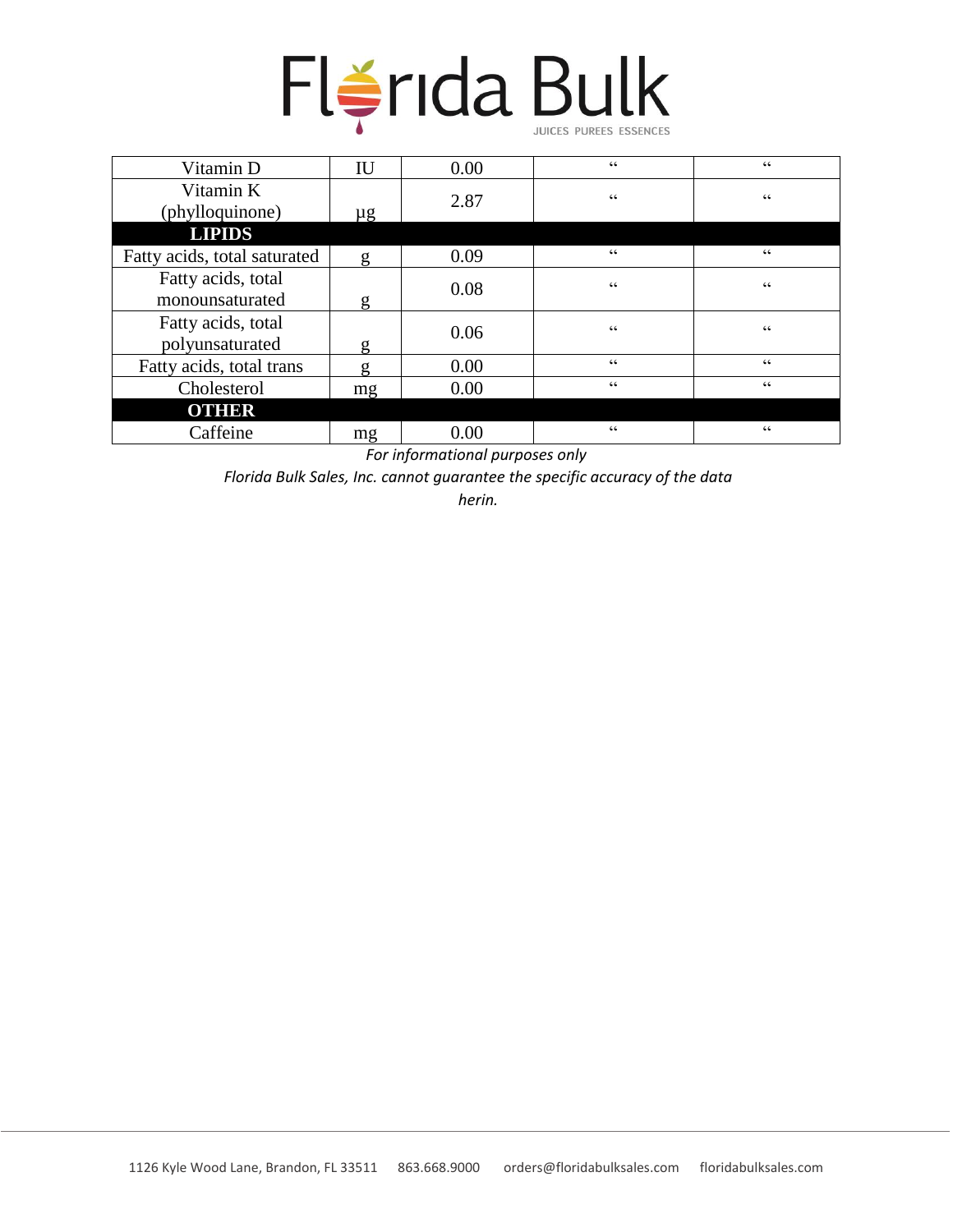| | | | | |
|---|---|---|---|---|
| Vitamin D | IU | 0.00 | " | " |
| Vitamin K (phylloquinone) | µg | 2.87 | " | " |
| **LIPIDS** | | | | |
| Fatty acids, total saturated | g | 0.09 | " | " |
| Fatty acids, total monounsaturated | g | 0.08 | " | " |
| Fatty acids, total polyunsaturated | g | 0.06 | " | " |
| Fatty acids, total trans | g | 0.00 | " | " |
| Cholesterol | mg | 0.00 | " | " |
| **OTHER** | | | | |
| Caffeine | mg | 0.00 | " | " |

*For informational purposes only*

*Florida Bulk Sales, Inc. cannot guarantee the specific accuracy of the data herin.*

1126 Kyle Wood Lane, Brandon, FL 33511   863.668.9000   orders@floridabulksales.com   floridabulksales.com